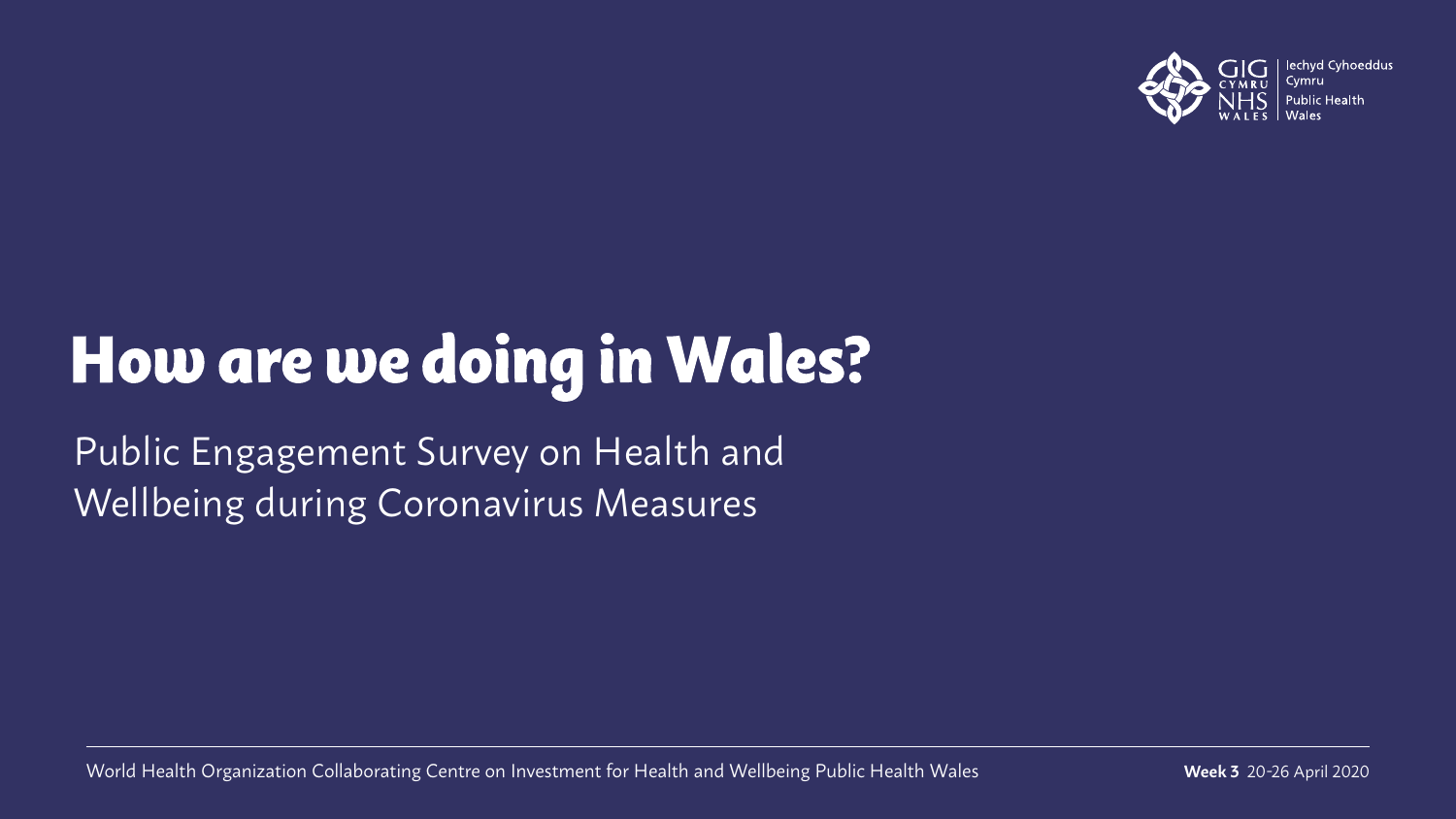Iechyd Cyhoeddus Cymru
Public Health Wales

# How are we doing in Wales?

Public Engagement Survey on Health and Wellbeing during Coronavirus Measures

World Health Organization Collaborating Centre on Investment for Health and Wellbeing Public Health Wales

**Week 3** 20-26 April 2020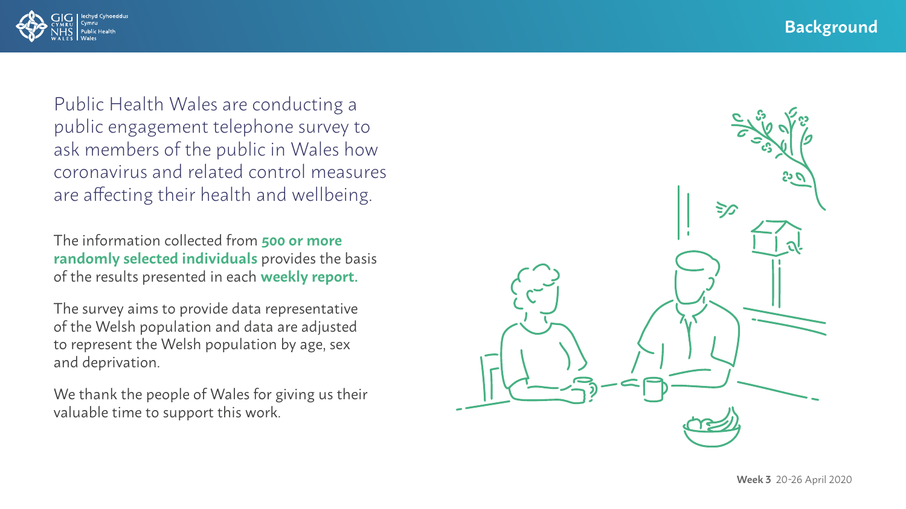# Background

Public Health Wales are conducting a public engagement telephone survey to ask members of the public in Wales how coronavirus and related control measures are affecting their health and wellbeing.

The information collected from **500 or more randomly selected individuals** provides the basis of the results presented in each **weekly report.**

The survey aims to provide data representative of the Welsh population and data are adjusted to represent the Welsh population by age, sex and deprivation.

We thank the people of Wales for giving us their valuable time to support this work.

**Week 3** 20-26 April 2020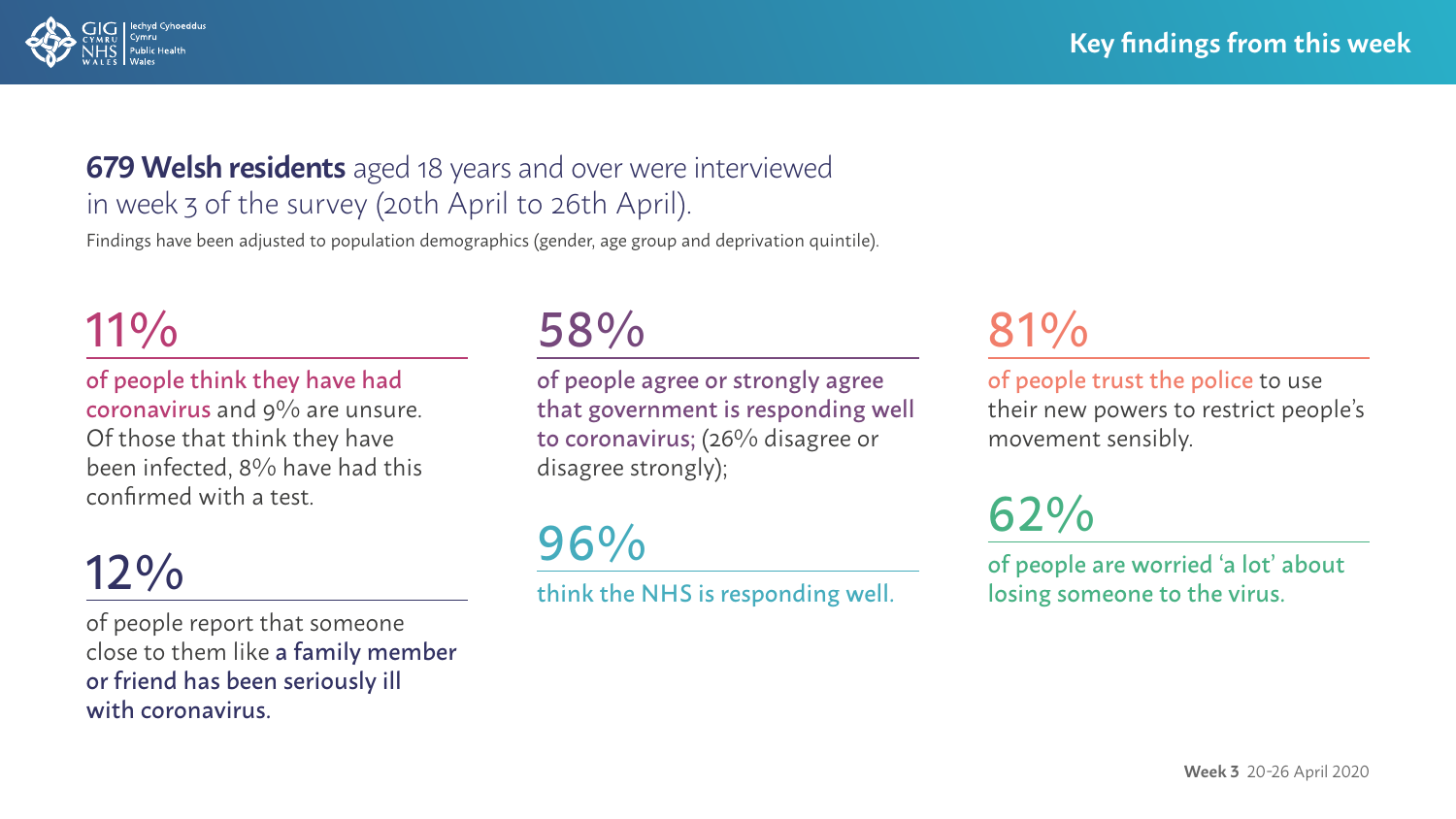## Key findings from this week

**679 Welsh residents** aged 18 years and over were interviewed in week 3 of the survey (20th April to 26th April).

Findings have been adjusted to population demographics (gender, age group and deprivation quintile).

### 11%

of people think they have had coronavirus and 9% are unsure. Of those that think they have been infected, 8% have had this confirmed with a test.

### 12%

of people report that someone close to them like a family member or friend has been seriously ill with coronavirus.

### 58%

of people agree or strongly agree that government is responding well to coronavirus; (26% disagree or disagree strongly);

### 96%

think the NHS is responding well.

### 81%

of people trust the police to use their new powers to restrict people's movement sensibly.

### 62%

of people are worried 'a lot' about losing someone to the virus.

**Week 3** 20-26 April 2020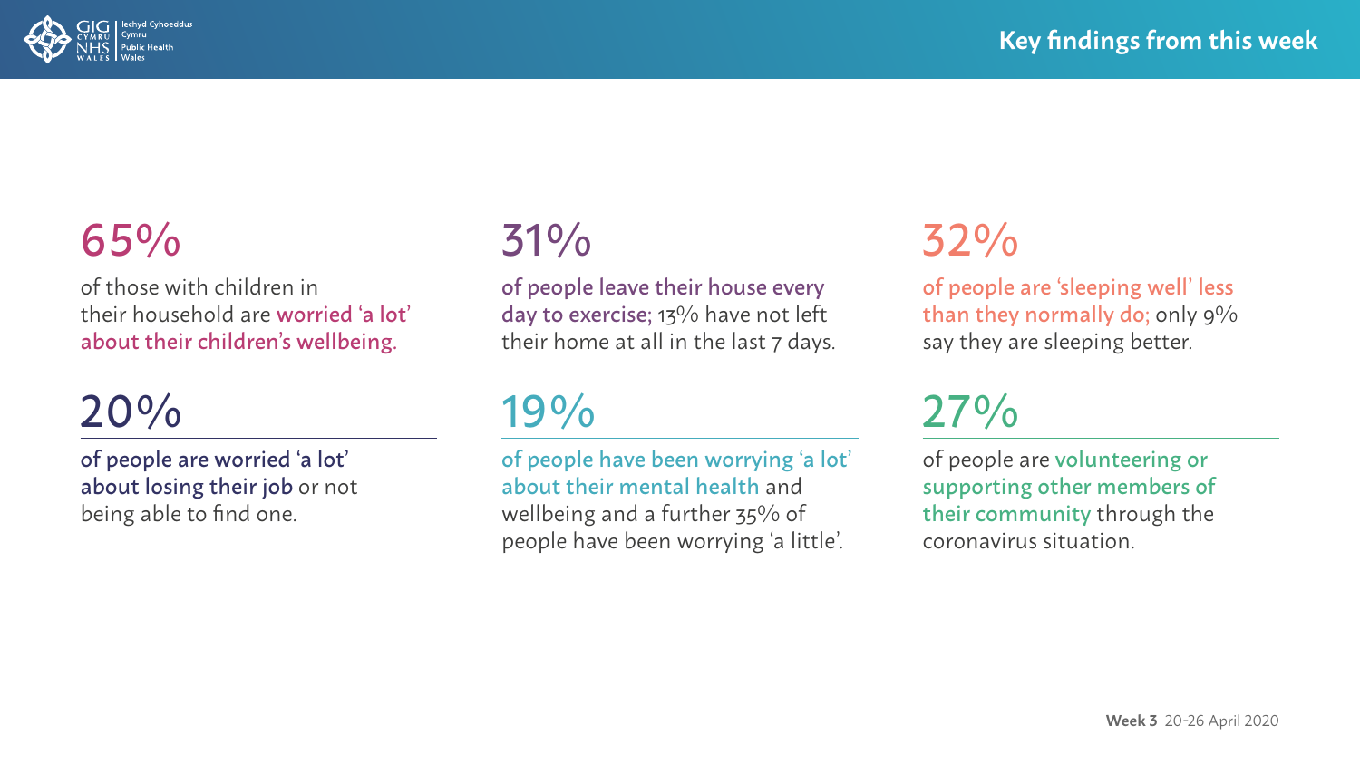## Key findings from this week

**65%**

of those with children in their household are **worried 'a lot' about their children's wellbeing.**

**31%**

**of people leave their house every day to exercise;** 13% have not left their home at all in the last 7 days.

**32%**

**of people are 'sleeping well' less than they normally do;** only 9% say they are sleeping better.

**20%**

**of people are worried 'a lot' about losing their job** or not being able to find one.

**19%**

**of people have been worrying 'a lot' about their mental health** and wellbeing and a further 35% of people have been worrying 'a little'.

**27%**

of people are **volunteering or supporting other members of their community** through the coronavirus situation.

**Week 3** 20-26 April 2020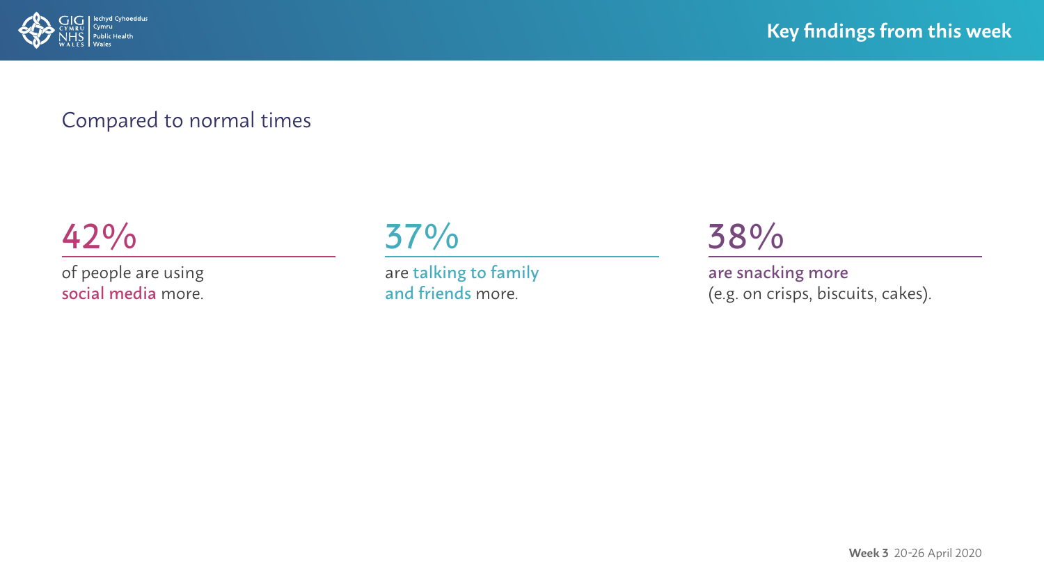# Key findings from this week

## Compared to normal times

**42%**

of people are using social media more.

**37%**

are talking to family and friends more.

**38%**

are snacking more (e.g. on crisps, biscuits, cakes).

**Week 3** 20-26 April 2020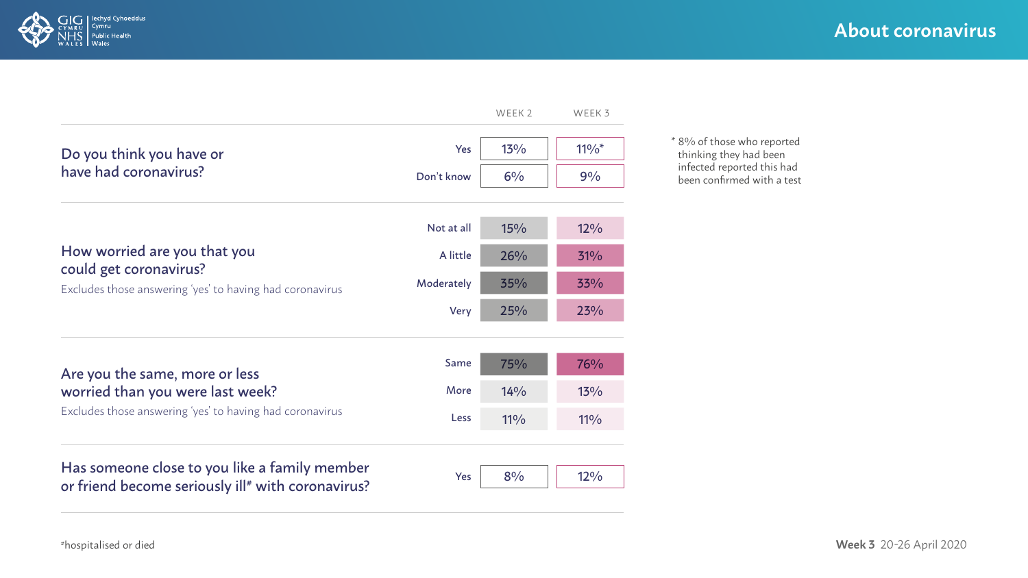## About coronavirus

| Question | Response | WEEK 2 | WEEK 3 |
|---|---|---|---|
| Do you think you have or have had coronavirus? | Yes | 13% | 11%* |
| | Don't know | 6% | 9% |
| How worried are you that you could get coronavirus? *Excludes those answering 'yes' to having had coronavirus* | Not at all | 15% | 12% |
| | A little | 26% | 31% |
| | Moderately | 35% | 33% |
| | Very | 25% | 23% |
| Are you the same, more or less worried than you were last week? *Excludes those answering 'yes' to having had coronavirus* | Same | 75% | 76% |
| | More | 14% | 13% |
| | Less | 11% | 11% |
| Has someone close to you like a family member or friend become seriously ill# with coronavirus? | Yes | 8% | 12% |

* 8% of those who reported thinking they had been infected reported this had been confirmed with a test

#hospitalised or died

**Week 3** 20-26 April 2020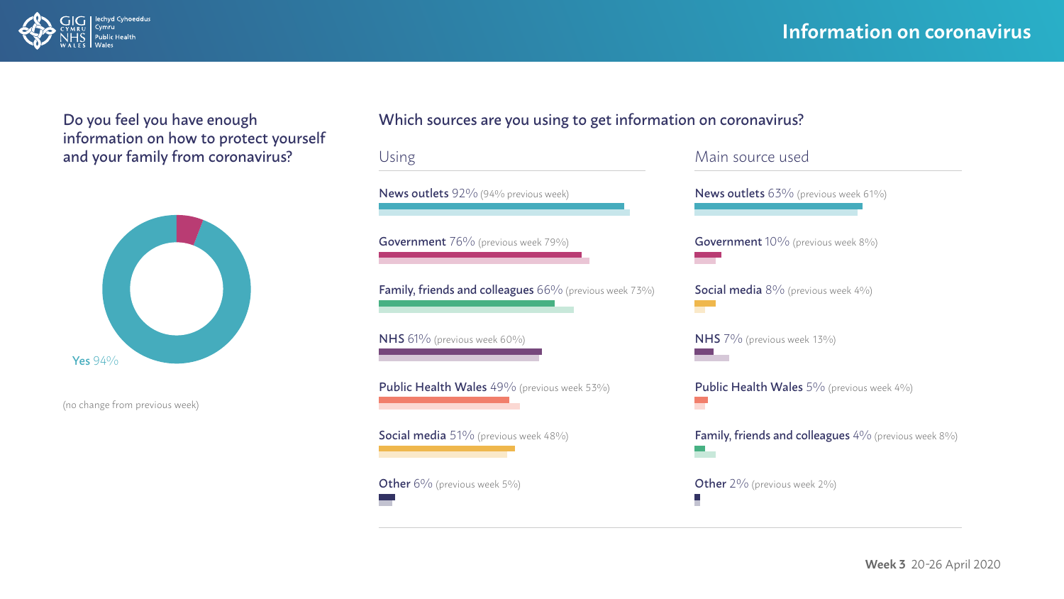## Information on coronavirus

### Do you feel you have enough information on how to protect yourself and your family from coronavirus?

Yes 94%

(no change from previous week)

### Which sources are you using to get information on coronavirus?

**Using**

News outlets 92% (94% previous week)

Government 76% (previous week 79%)

Family, friends and colleagues 66% (previous week 73%)

NHS 61% (previous week 60%)

Public Health Wales 49% (previous week 53%)

Social media 51% (previous week 48%)

Other 6% (previous week 5%)

**Main source used**

News outlets 63% (previous week 61%)

Government 10% (previous week 8%)

Social media 8% (previous week 4%)

NHS 7% (previous week 13%)

Public Health Wales 5% (previous week 4%)

Family, friends and colleagues 4% (previous week 8%)

Other 2% (previous week 2%)

**Week 3** 20-26 April 2020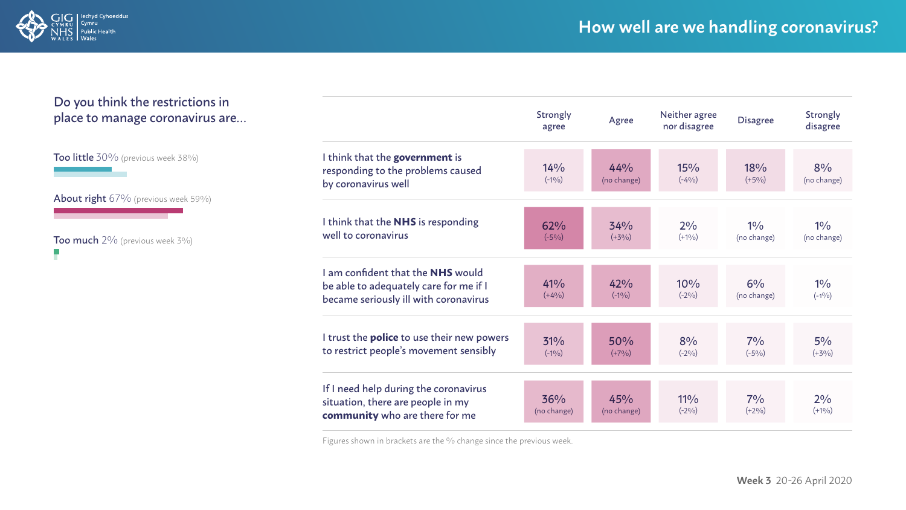# How well are we handling coronavirus?

## Do you think the restrictions in place to manage coronavirus are...

**Too little** 30% (previous week 38%)

**About right** 67% (previous week 59%)

**Too much** 2% (previous week 3%)

| | Strongly agree | Agree | Neither agree nor disagree | Disagree | Strongly disagree |
|---|---|---|---|---|---|
| I think that the **government** is responding to the problems caused by coronavirus well | 14% (-1%) | 44% (no change) | 15% (-4%) | 18% (+5%) | 8% (no change) |
| I think that the **NHS** is responding well to coronavirus | 62% (-5%) | 34% (+3%) | 2% (+1%) | 1% (no change) | 1% (no change) |
| I am confident that the **NHS** would be able to adequately care for me if I became seriously ill with coronavirus | 41% (+4%) | 42% (-1%) | 10% (-2%) | 6% (no change) | 1% (-1%) |
| I trust the **police** to use their new powers to restrict people's movement sensibly | 31% (-1%) | 50% (+7%) | 8% (-2%) | 7% (-5%) | 5% (+3%) |
| If I need help during the coronavirus situation, there are people in my **community** who are there for me | 36% (no change) | 45% (no change) | 11% (-2%) | 7% (+2%) | 2% (+1%) |

Figures shown in brackets are the % change since the previous week.

**Week 3** 20-26 April 2020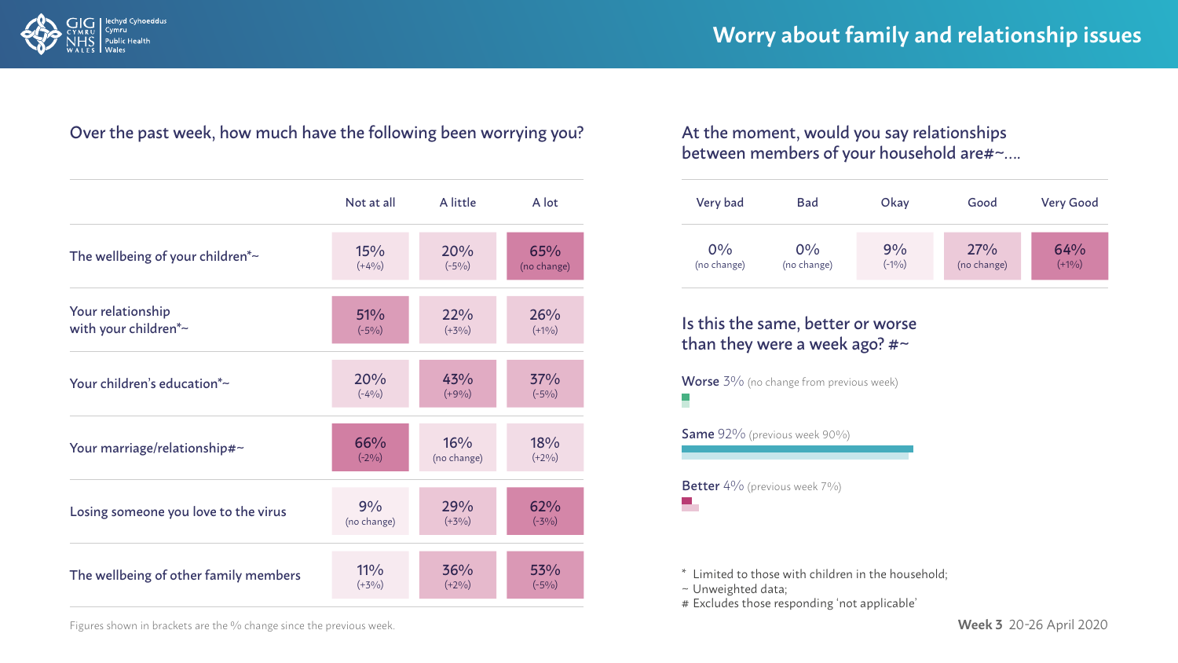# Worry about family and relationship issues

## Over the past week, how much have the following been worrying you?

| | Not at all | A little | A lot |
|---|---|---|---|
| The wellbeing of your children*~ | 15% (+4%) | 20% (-5%) | 65% (no change) |
| Your relationship with your children*~ | 51% (-5%) | 22% (+3%) | 26% (+1%) |
| Your children's education*~ | 20% (-4%) | 43% (+9%) | 37% (-5%) |
| Your marriage/relationship#~ | 66% (-2%) | 16% (no change) | 18% (+2%) |
| Losing someone you love to the virus | 9% (no change) | 29% (+3%) | 62% (-3%) |
| The wellbeing of other family members | 11% (+3%) | 36% (+2%) | 53% (-5%) |

Figures shown in brackets are the % change since the previous week.

## At the moment, would you say relationships between members of your household are#~....

| Very bad | Bad | Okay | Good | Very Good |
|---|---|---|---|---|
| 0% (no change) | 0% (no change) | 9% (-1%) | 27% (no change) | 64% (+1%) |

## Is this the same, better or worse than they were a week ago? #~

**Worse** 3% (no change from previous week)

**Same** 92% (previous week 90%)

**Better** 4% (previous week 7%)

\* Limited to those with children in the household;
~ Unweighted data;
# Excludes those responding 'not applicable'

**Week 3** 20-26 April 2020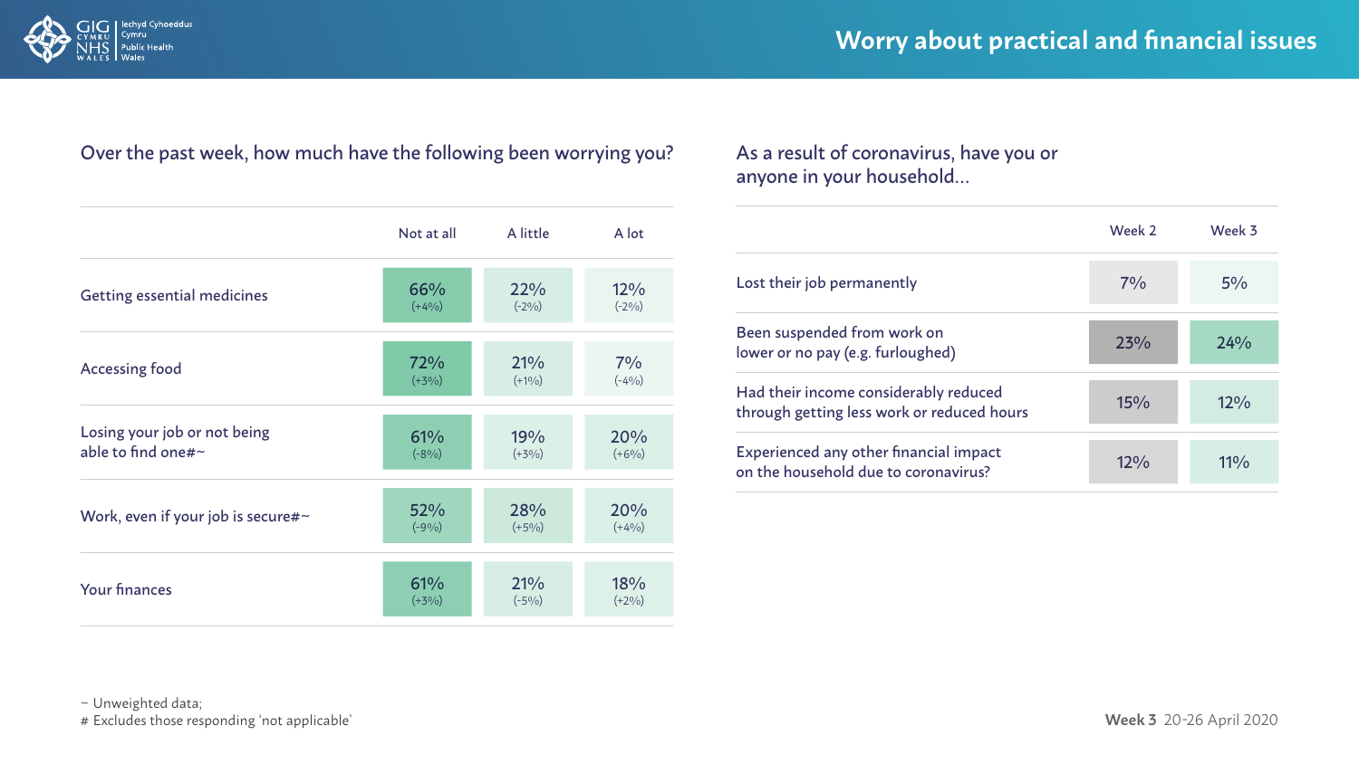# Worry about practical and financial issues

## Over the past week, how much have the following been worrying you?

| | Not at all | A little | A lot |
|---|---|---|---|
| Getting essential medicines | 66% (+4%) | 22% (-2%) | 12% (-2%) |
| Accessing food | 72% (+3%) | 21% (+1%) | 7% (-4%) |
| Losing your job or not being able to find one#~ | 61% (-8%) | 19% (+3%) | 20% (+6%) |
| Work, even if your job is secure#~ | 52% (-9%) | 28% (+5%) | 20% (+4%) |
| Your finances | 61% (+3%) | 21% (-5%) | 18% (+2%) |

## As a result of coronavirus, have you or anyone in your household...

| | Week 2 | Week 3 |
|---|---|---|
| Lost their job permanently | 7% | 5% |
| Been suspended from work on lower or no pay (e.g. furloughed) | 23% | 24% |
| Had their income considerably reduced through getting less work or reduced hours | 15% | 12% |
| Experienced any other financial impact on the household due to coronavirus? | 12% | 11% |

~ Unweighted data;
# Excludes those responding 'not applicable'

**Week 3** 20-26 April 2020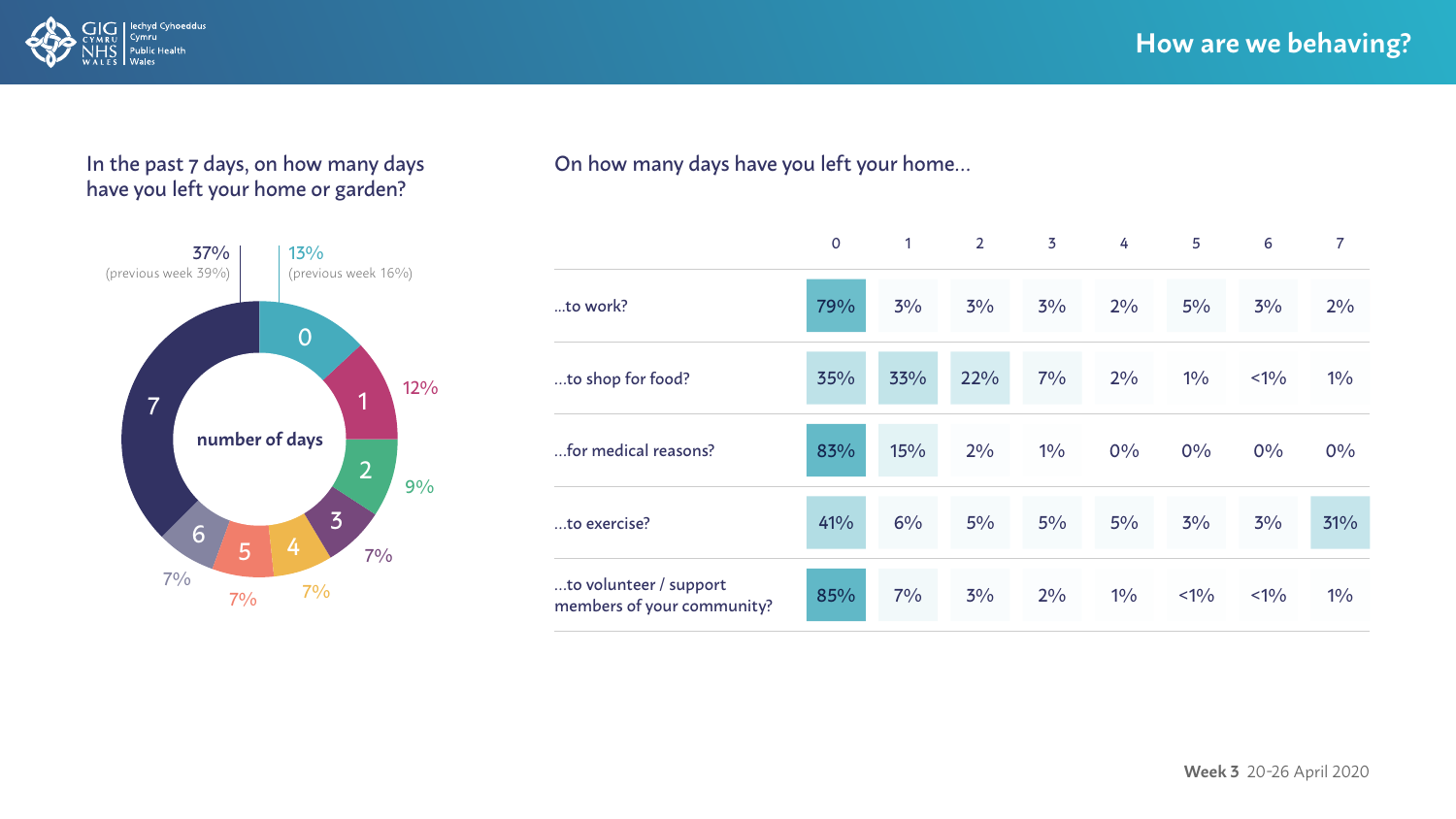# How are we behaving?

## In the past 7 days, on how many days have you left your home or garden?

| Number of days | % |
|---|---|
| 0 | 13% (previous week 16%) |
| 1 | 12% |
| 2 | 9% |
| 3 | 7% |
| 4 | 7% |
| 5 | 7% |
| 6 | 7% |
| 7 | 37% (previous week 39%) |

## On how many days have you left your home...

| | 0 | 1 | 2 | 3 | 4 | 5 | 6 | 7 |
|---|---|---|---|---|---|---|---|---|
| ...to work? | 79% | 3% | 3% | 3% | 2% | 5% | 3% | 2% |
| ...to shop for food? | 35% | 33% | 22% | 7% | 2% | 1% | <1% | 1% |
| ...for medical reasons? | 83% | 15% | 2% | 1% | 0% | 0% | 0% | 0% |
| ...to exercise? | 41% | 6% | 5% | 5% | 5% | 3% | 3% | 31% |
| ...to volunteer / support members of your community? | 85% | 7% | 3% | 2% | 1% | <1% | <1% | 1% |

**Week 3** 20-26 April 2020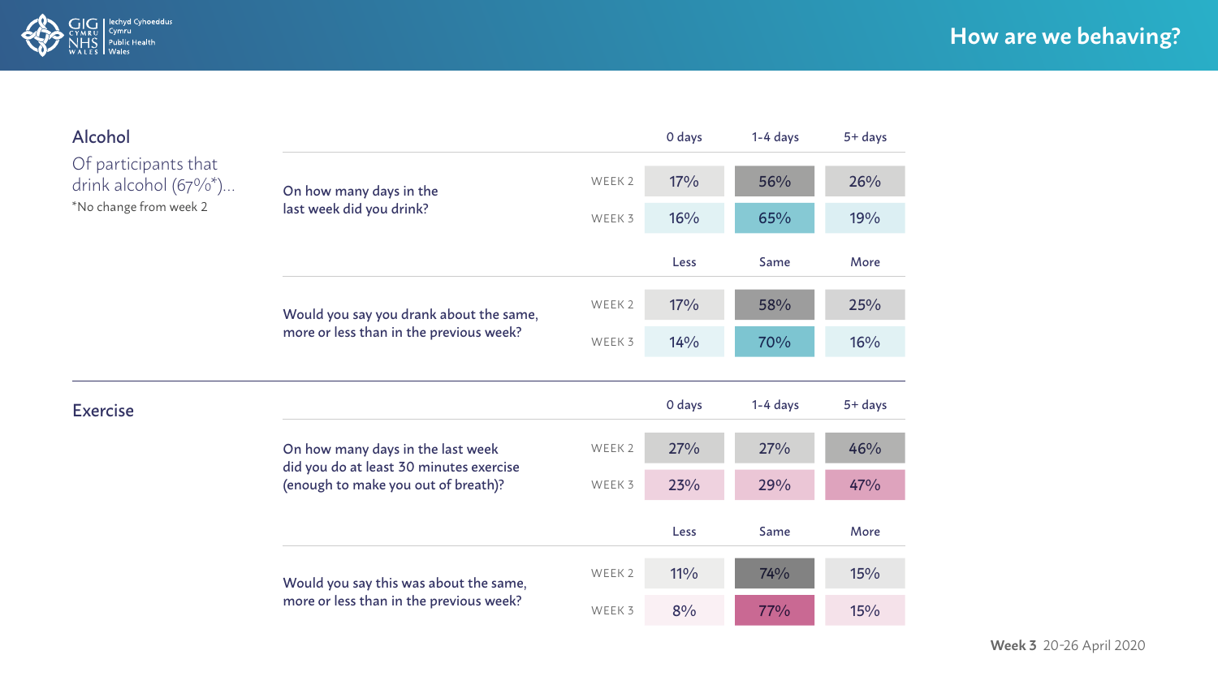# How are we behaving?

## Alcohol

Of participants that drink alcohol (67%*)...

*No change from week 2

| On how many days in the last week did you drink? | | 0 days | 1-4 days | 5+ days |
|---|---|---|---|---|
| | WEEK 2 | 17% | 56% | 26% |
| | WEEK 3 | 16% | 65% | 19% |

| Would you say you drank about the same, more or less than in the previous week? | | Less | Same | More |
|---|---|---|---|---|
| | WEEK 2 | 17% | 58% | 25% |
| | WEEK 3 | 14% | 70% | 16% |

## Exercise

| On how many days in the last week did you do at least 30 minutes exercise (enough to make you out of breath)? | | 0 days | 1-4 days | 5+ days |
|---|---|---|---|---|
| | WEEK 2 | 27% | 27% | 46% |
| | WEEK 3 | 23% | 29% | 47% |

| Would you say this was about the same, more or less than in the previous week? | | Less | Same | More |
|---|---|---|---|---|
| | WEEK 2 | 11% | 74% | 15% |
| | WEEK 3 | 8% | 77% | 15% |

**Week 3** 20-26 April 2020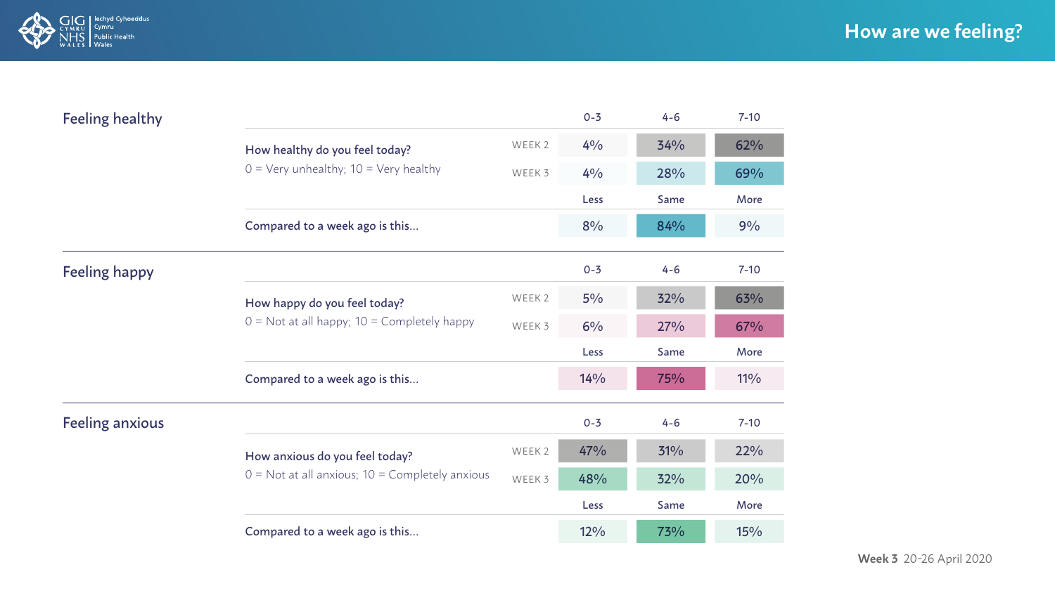# How are we feeling?

## Feeling healthy

| How healthy do you feel today? 0 = Very unhealthy; 10 = Very healthy | | 0-3 | 4-6 | 7-10 |
|---|---|---|---|---|
| | WEEK 2 | 4% | 34% | 62% |
| | WEEK 3 | 4% | 28% | 69% |

| | Less | Same | More |
|---|---|---|---|
| Compared to a week ago is this... | 8% | 84% | 9% |

## Feeling happy

| How happy do you feel today? 0 = Not at all happy; 10 = Completely happy | | 0-3 | 4-6 | 7-10 |
|---|---|---|---|---|
| | WEEK 2 | 5% | 32% | 63% |
| | WEEK 3 | 6% | 27% | 67% |

| | Less | Same | More |
|---|---|---|---|
| Compared to a week ago is this... | 14% | 75% | 11% |

## Feeling anxious

| How anxious do you feel today? 0 = Not at all anxious; 10 = Completely anxious | | 0-3 | 4-6 | 7-10 |
|---|---|---|---|---|
| | WEEK 2 | 47% | 31% | 22% |
| | WEEK 3 | 48% | 32% | 20% |

| | Less | Same | More |
|---|---|---|---|
| Compared to a week ago is this... | 12% | 73% | 15% |

**Week 3** 20-26 April 2020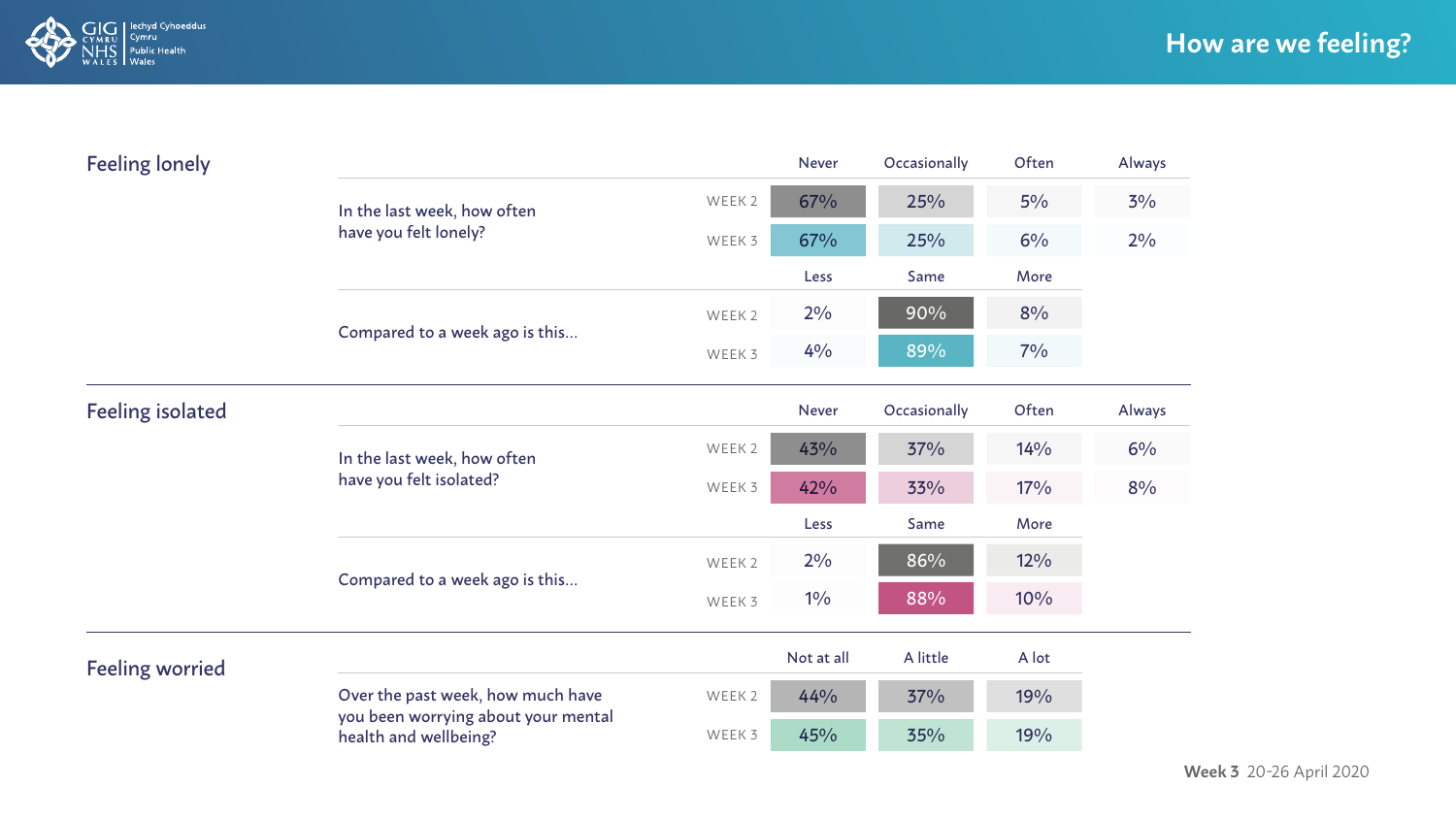# How are we feeling?

## Feeling lonely

| In the last week, how often have you felt lonely? | | Never | Occasionally | Often | Always |
|---|---|---|---|---|---|
| | WEEK 2 | 67% | 25% | 5% | 3% |
| | WEEK 3 | 67% | 25% | 6% | 2% |

| Compared to a week ago is this... | | Less | Same | More |
|---|---|---|---|---|
| | WEEK 2 | 2% | 90% | 8% |
| | WEEK 3 | 4% | 89% | 7% |

## Feeling isolated

| In the last week, how often have you felt isolated? | | Never | Occasionally | Often | Always |
|---|---|---|---|---|---|
| | WEEK 2 | 43% | 37% | 14% | 6% |
| | WEEK 3 | 42% | 33% | 17% | 8% |

| Compared to a week ago is this... | | Less | Same | More |
|---|---|---|---|---|
| | WEEK 2 | 2% | 86% | 12% |
| | WEEK 3 | 1% | 88% | 10% |

## Feeling worried

| Over the past week, how much have you been worrying about your mental health and wellbeing? | | Not at all | A little | A lot |
|---|---|---|---|---|
| | WEEK 2 | 44% | 37% | 19% |
| | WEEK 3 | 45% | 35% | 19% |

**Week 3** 20-26 April 2020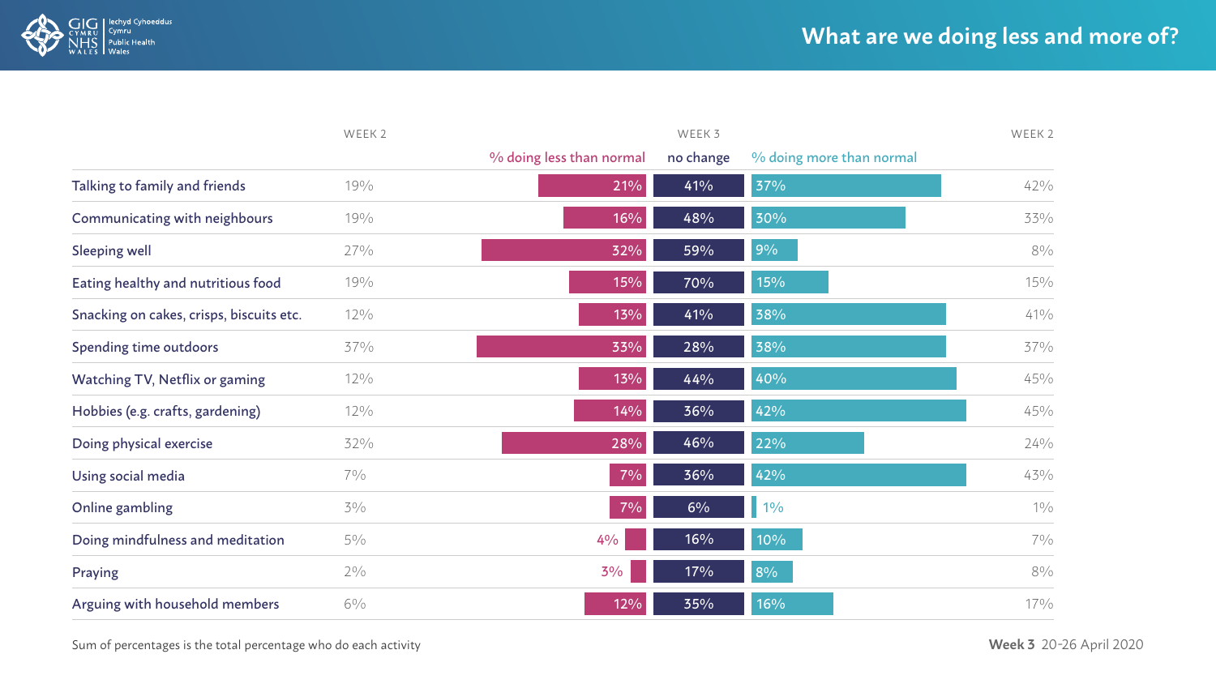# What are we doing less and more of?

| | WEEK 2 | WEEK 3 | | | WEEK 2 |
|---|---|---|---|---|---|
| | | % doing less than normal | no change | % doing more than normal | |
| Talking to family and friends | 19% | 21% | 41% | 37% | 42% |
| Communicating with neighbours | 19% | 16% | 48% | 30% | 33% |
| Sleeping well | 27% | 32% | 59% | 9% | 8% |
| Eating healthy and nutritious food | 19% | 15% | 70% | 15% | 15% |
| Snacking on cakes, crisps, biscuits etc. | 12% | 13% | 41% | 38% | 41% |
| Spending time outdoors | 37% | 33% | 28% | 38% | 37% |
| Watching TV, Netflix or gaming | 12% | 13% | 44% | 40% | 45% |
| Hobbies (e.g. crafts, gardening) | 12% | 14% | 36% | 42% | 45% |
| Doing physical exercise | 32% | 28% | 46% | 22% | 24% |
| Using social media | 7% | 7% | 36% | 42% | 43% |
| Online gambling | 3% | 7% | 6% | 1% | 1% |
| Doing mindfulness and meditation | 5% | 4% | 16% | 10% | 7% |
| Praying | 2% | 3% | 17% | 8% | 8% |
| Arguing with household members | 6% | 12% | 35% | 16% | 17% |

Sum of percentages is the total percentage who do each activity

**Week 3** 20-26 April 2020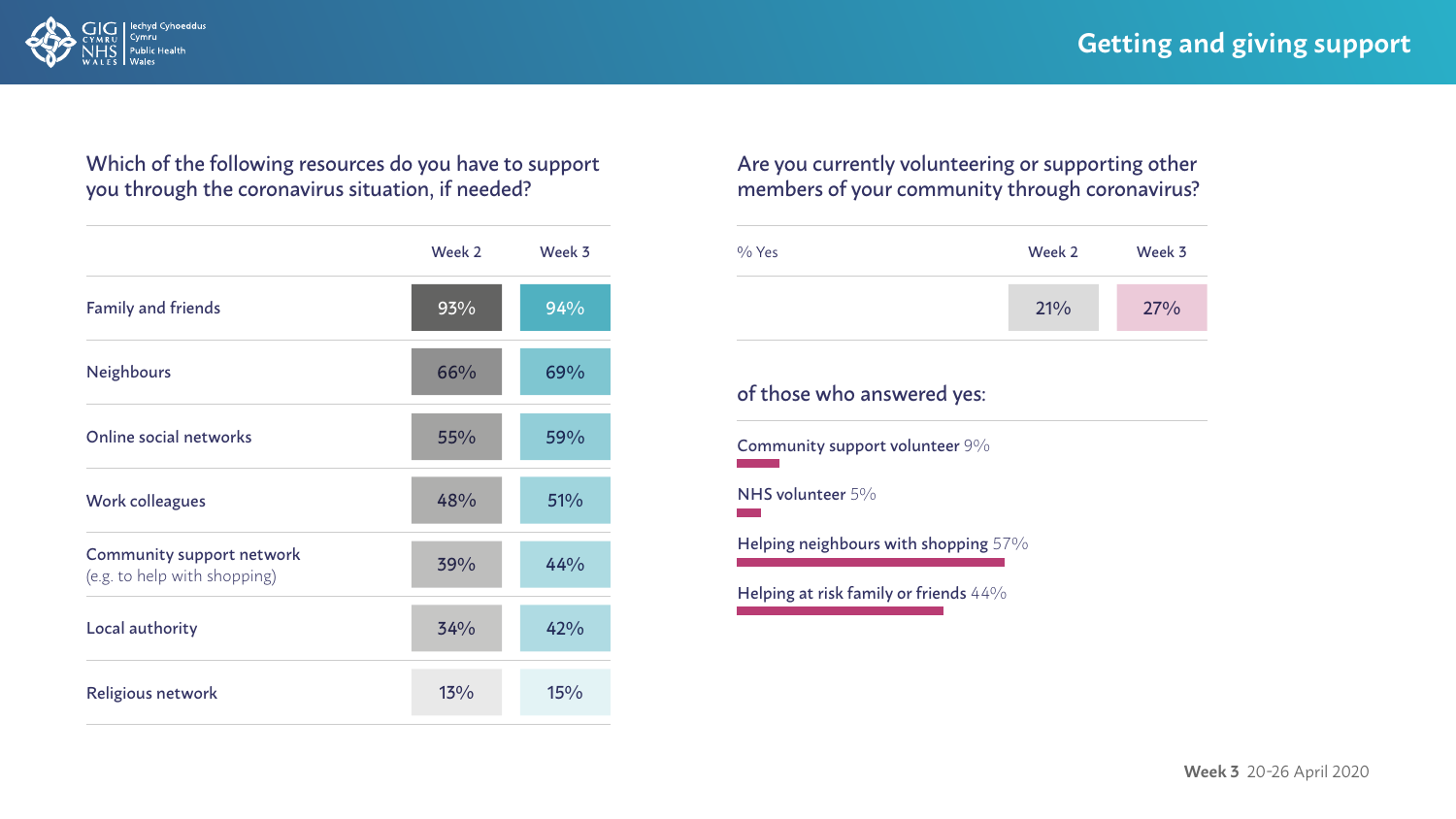## Getting and giving support

### Which of the following resources do you have to support you through the coronavirus situation, if needed?

| | Week 2 | Week 3 |
|---|---|---|
| Family and friends | 93% | 94% |
| Neighbours | 66% | 69% |
| Online social networks | 55% | 59% |
| Work colleagues | 48% | 51% |
| Community support network (e.g. to help with shopping) | 39% | 44% |
| Local authority | 34% | 42% |
| Religious network | 13% | 15% |

### Are you currently volunteering or supporting other members of your community through coronavirus?

| % Yes | Week 2 | Week 3 |
|---|---|---|
| | 21% | 27% |

of those who answered yes:

- Community support volunteer 9%
- NHS volunteer 5%
- Helping neighbours with shopping 57%
- Helping at risk family or friends 44%

**Week 3** 20-26 April 2020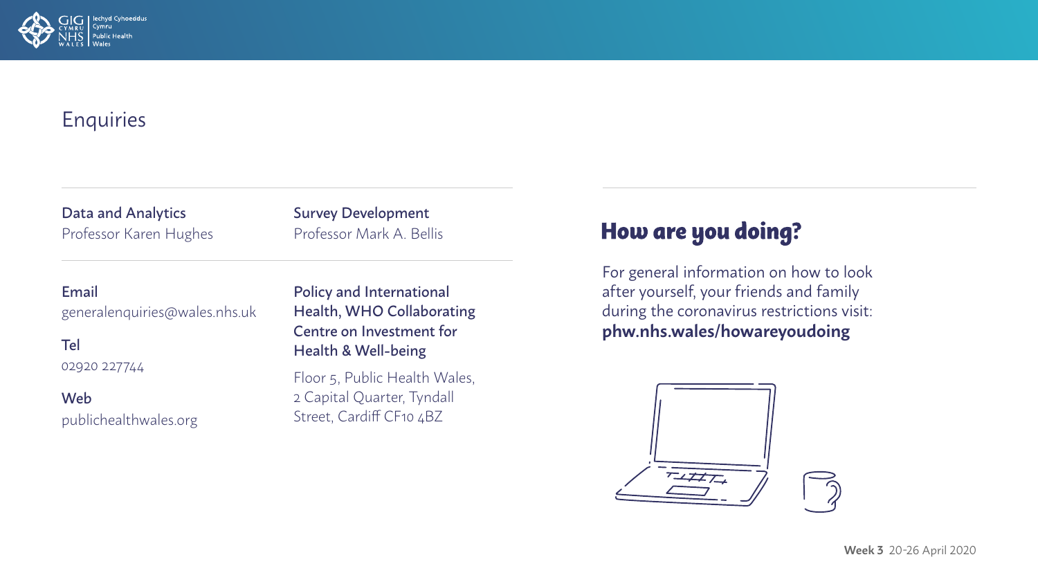## Enquiries

**Data and Analytics**
Professor Karen Hughes

**Survey Development**
Professor Mark A. Bellis

**Email**
generalenquiries@wales.nhs.uk

**Tel**
02920 227744

**Web**
publichealthwales.org

**Policy and International Health, WHO Collaborating Centre on Investment for Health & Well-being**

Floor 5, Public Health Wales, 2 Capital Quarter, Tyndall Street, Cardiff CF10 4BZ

## How are you doing?

For general information on how to look after yourself, your friends and family during the coronavirus restrictions visit: **phw.nhs.wales/howareyoudoing**

**Week 3** 20-26 April 2020